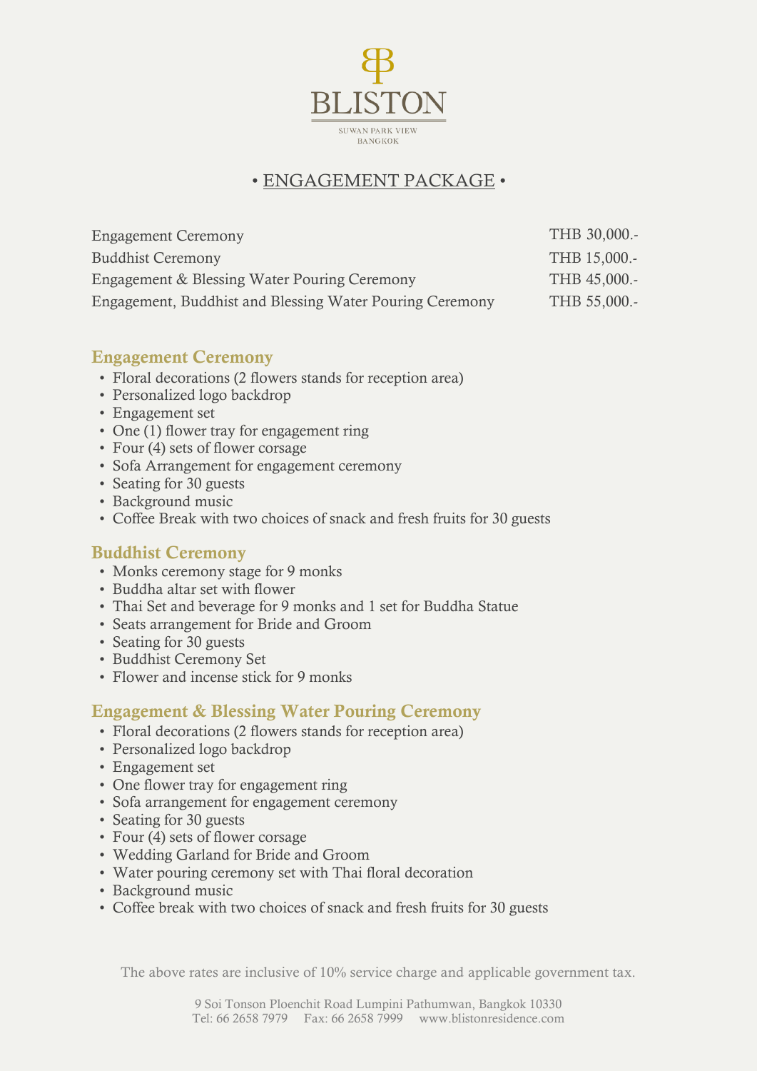# BLISTON

SUWAN PARK VIEW
BANGKOK

## • ENGAGEMENT PACKAGE •

| | |
|---|---|
| Engagement Ceremony | THB 30,000.- |
| Buddhist Ceremony | THB 15,000.- |
| Engagement & Blessing Water Pouring Ceremony | THB 45,000.- |
| Engagement, Buddhist and Blessing Water Pouring Ceremony | THB 55,000.- |

### Engagement Ceremony

- Floral decorations (2 flowers stands for reception area)
- Personalized logo backdrop
- Engagement set
- One (1) flower tray for engagement ring
- Four (4) sets of flower corsage
- Sofa Arrangement for engagement ceremony
- Seating for 30 guests
- Background music
- Coffee Break with two choices of snack and fresh fruits for 30 guests

### Buddhist Ceremony

- Monks ceremony stage for 9 monks
- Buddha altar set with flower
- Thai Set and beverage for 9 monks and 1 set for Buddha Statue
- Seats arrangement for Bride and Groom
- Seating for 30 guests
- Buddhist Ceremony Set
- Flower and incense stick for 9 monks

### Engagement & Blessing Water Pouring Ceremony

- Floral decorations (2 flowers stands for reception area)
- Personalized logo backdrop
- Engagement set
- One flower tray for engagement ring
- Sofa arrangement for engagement ceremony
- Seating for 30 guests
- Four (4) sets of flower corsage
- Wedding Garland for Bride and Groom
- Water pouring ceremony set with Thai floral decoration
- Background music
- Coffee break with two choices of snack and fresh fruits for 30 guests

The above rates are inclusive of 10% service charge and applicable government tax.

9 Soi Tonson Ploenchit Road Lumpini Pathumwan, Bangkok 10330
Tel: 66 2658 7979 Fax: 66 2658 7999 www.blistonresidence.com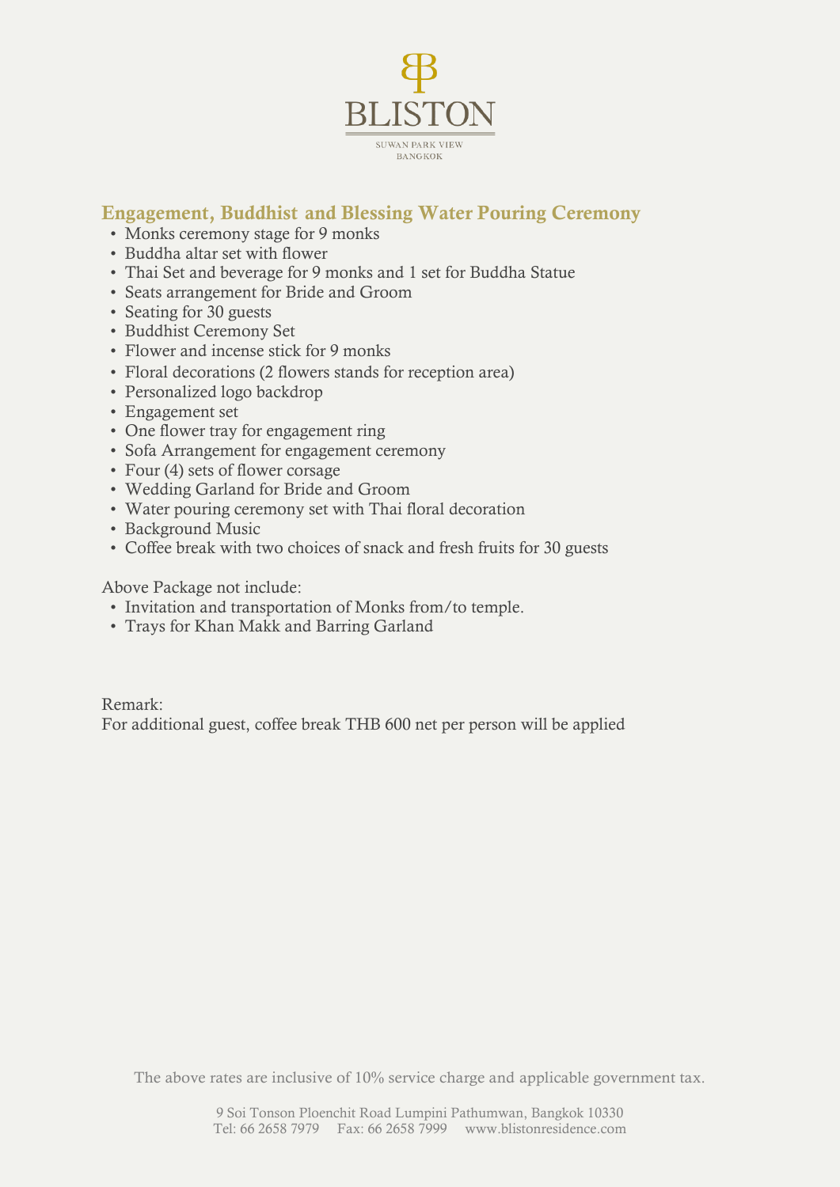BLISTON

SUWAN PARK VIEW
BANGKOK

## Engagement, Buddhist and Blessing Water Pouring Ceremony

- Monks ceremony stage for 9 monks
- Buddha altar set with flower
- Thai Set and beverage for 9 monks and 1 set for Buddha Statue
- Seats arrangement for Bride and Groom
- Seating for 30 guests
- Buddhist Ceremony Set
- Flower and incense stick for 9 monks
- Floral decorations (2 flowers stands for reception area)
- Personalized logo backdrop
- Engagement set
- One flower tray for engagement ring
- Sofa Arrangement for engagement ceremony
- Four (4) sets of flower corsage
- Wedding Garland for Bride and Groom
- Water pouring ceremony set with Thai floral decoration
- Background Music
- Coffee break with two choices of snack and fresh fruits for 30 guests

Above Package not include:

- Invitation and transportation of Monks from/to temple.
- Trays for Khan Makk and Barring Garland

Remark:
For additional guest, coffee break THB 600 net per person will be applied

The above rates are inclusive of 10% service charge and applicable government tax.

9 Soi Tonson Ploenchit Road Lumpini Pathumwan, Bangkok 10330
Tel: 66 2658 7979 Fax: 66 2658 7999 www.blistonresidence.com